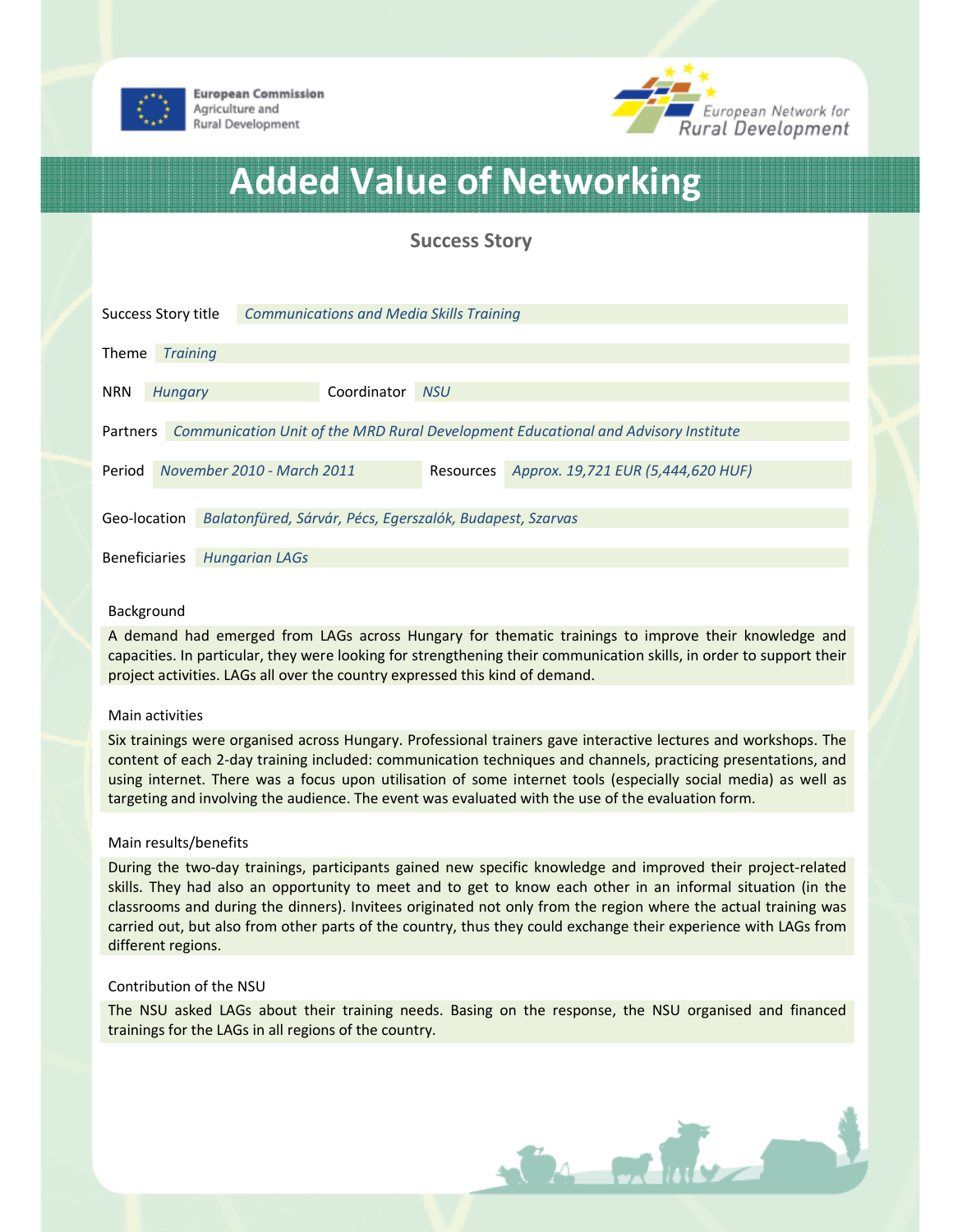European Commission
Agriculture and
Rural Development

European Network for
Rural Development

# Added Value of Networking

## Success Story

Success Story title *Communications and Media Skills Training*

Theme *Training*

NRN *Hungary* Coordinator *NSU*

Partners *Communication Unit of the MRD Rural Development Educational and Advisory Institute*

Period *November 2010 - March 2011* Resources *Approx. 19,721 EUR (5,444,620 HUF)*

Geo-location *Balatonfüred, Sárvár, Pécs, Egerszalók, Budapest, Szarvas*

Beneficiaries *Hungarian LAGs*

### Background

A demand had emerged from LAGs across Hungary for thematic trainings to improve their knowledge and capacities. In particular, they were looking for strengthening their communication skills, in order to support their project activities. LAGs all over the country expressed this kind of demand.

### Main activities

Six trainings were organised across Hungary. Professional trainers gave interactive lectures and workshops. The content of each 2-day training included: communication techniques and channels, practicing presentations, and using internet. There was a focus upon utilisation of some internet tools (especially social media) as well as targeting and involving the audience. The event was evaluated with the use of the evaluation form.

### Main results/benefits

During the two-day trainings, participants gained new specific knowledge and improved their project-related skills. They had also an opportunity to meet and to get to know each other in an informal situation (in the classrooms and during the dinners). Invitees originated not only from the region where the actual training was carried out, but also from other parts of the country, thus they could exchange their experience with LAGs from different regions.

### Contribution of the NSU

The NSU asked LAGs about their training needs. Basing on the response, the NSU organised and financed trainings for the LAGs in all regions of the country.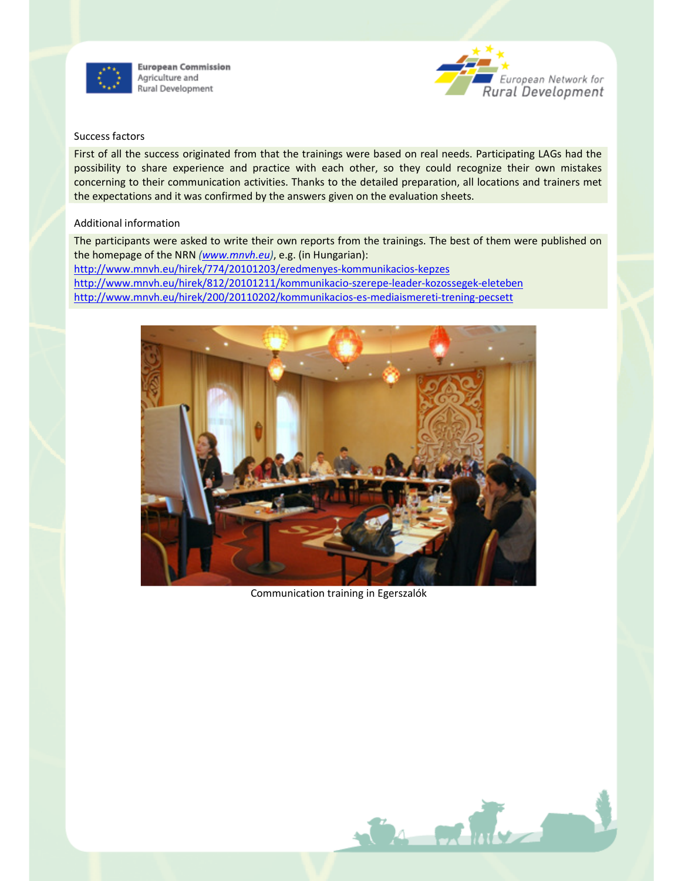Success factors

First of all the success originated from that the trainings were based on real needs. Participating LAGs had the possibility to share experience and practice with each other, so they could recognize their own mistakes concerning to their communication activities. Thanks to the detailed preparation, all locations and trainers met the expectations and it was confirmed by the answers given on the evaluation sheets.

Additional information

The participants were asked to write their own reports from the trainings. The best of them were published on the homepage of the NRN *(www.mnvh.eu)*, e.g. (in Hungarian):
http://www.mnvh.eu/hirek/774/20101203/eredmenyes-kommunikacios-kepzes
http://www.mnvh.eu/hirek/812/20101211/kommunikacio-szerepe-leader-kozossegek-eleteben
http://www.mnvh.eu/hirek/200/20110202/kommunikacios-es-mediaismereti-trening-pecsett

Communication training in Egerszalók